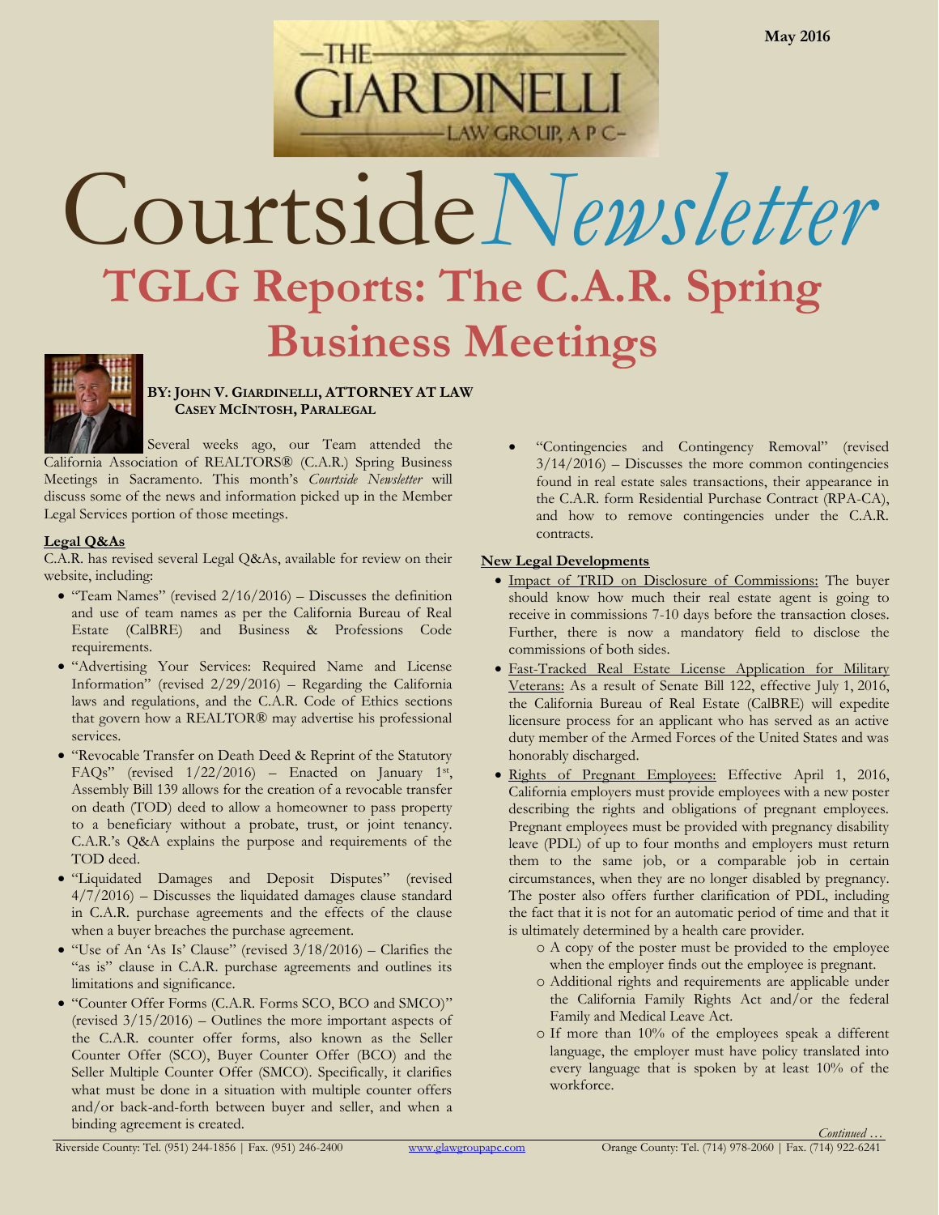May 2016

THE GIARDINELLI LAW GROUP, A P C

# Courtside *Newsletter*

# TGLG Reports: The C.A.R. Spring Business Meetings

**BY: JOHN V. GIARDINELLI, ATTORNEY AT LAW**
**CASEY MCINTOSH, PARALEGAL**

Several weeks ago, our Team attended the California Association of REALTORS® (C.A.R.) Spring Business Meetings in Sacramento. This month's *Courtside Newsletter* will discuss some of the news and information picked up in the Member Legal Services portion of those meetings.

## Legal Q&As

C.A.R. has revised several Legal Q&As, available for review on their website, including:

- "Team Names" (revised 2/16/2016) – Discusses the definition and use of team names as per the California Bureau of Real Estate (CalBRE) and Business & Professions Code requirements.
- "Advertising Your Services: Required Name and License Information" (revised 2/29/2016) – Regarding the California laws and regulations, and the C.A.R. Code of Ethics sections that govern how a REALTOR® may advertise his professional services.
- "Revocable Transfer on Death Deed & Reprint of the Statutory FAQs" (revised 1/22/2016) – Enacted on January 1st, Assembly Bill 139 allows for the creation of a revocable transfer on death (TOD) deed to allow a homeowner to pass property to a beneficiary without a probate, trust, or joint tenancy. C.A.R.'s Q&A explains the purpose and requirements of the TOD deed.
- "Liquidated Damages and Deposit Disputes" (revised 4/7/2016) – Discusses the liquidated damages clause standard in C.A.R. purchase agreements and the effects of the clause when a buyer breaches the purchase agreement.
- "Use of An 'As Is' Clause" (revised 3/18/2016) – Clarifies the "as is" clause in C.A.R. purchase agreements and outlines its limitations and significance.
- "Counter Offer Forms (C.A.R. Forms SCO, BCO and SMCO)" (revised 3/15/2016) – Outlines the more important aspects of the C.A.R. counter offer forms, also known as the Seller Counter Offer (SCO), Buyer Counter Offer (BCO) and the Seller Multiple Counter Offer (SMCO). Specifically, it clarifies what must be done in a situation with multiple counter offers and/or back-and-forth between buyer and seller, and when a binding agreement is created.
- "Contingencies and Contingency Removal" (revised 3/14/2016) – Discusses the more common contingencies found in real estate sales transactions, their appearance in the C.A.R. form Residential Purchase Contract (RPA-CA), and how to remove contingencies under the C.A.R. contracts.

## New Legal Developments

- Impact of TRID on Disclosure of Commissions: The buyer should know how much their real estate agent is going to receive in commissions 7-10 days before the transaction closes. Further, there is now a mandatory field to disclose the commissions of both sides.
- Fast-Tracked Real Estate License Application for Military Veterans: As a result of Senate Bill 122, effective July 1, 2016, the California Bureau of Real Estate (CalBRE) will expedite licensure process for an applicant who has served as an active duty member of the Armed Forces of the United States and was honorably discharged.
- Rights of Pregnant Employees: Effective April 1, 2016, California employers must provide employees with a new poster describing the rights and obligations of pregnant employees. Pregnant employees must be provided with pregnancy disability leave (PDL) of up to four months and employers must return them to the same job, or a comparable job in certain circumstances, when they are no longer disabled by pregnancy. The poster also offers further clarification of PDL, including the fact that it is not for an automatic period of time and that it is ultimately determined by a health care provider.
    - A copy of the poster must be provided to the employee when the employer finds out the employee is pregnant.
    - Additional rights and requirements are applicable under the California Family Rights Act and/or the federal Family and Medical Leave Act.
    - If more than 10% of the employees speak a different language, the employer must have policy translated into every language that is spoken by at least 10% of the workforce.

*Continued …*

Riverside County: Tel. (951) 244-1856 | Fax. (951) 246-2400 www.glawgroupapc.com Orange County: Tel. (714) 978-2060 | Fax. (714) 922-6241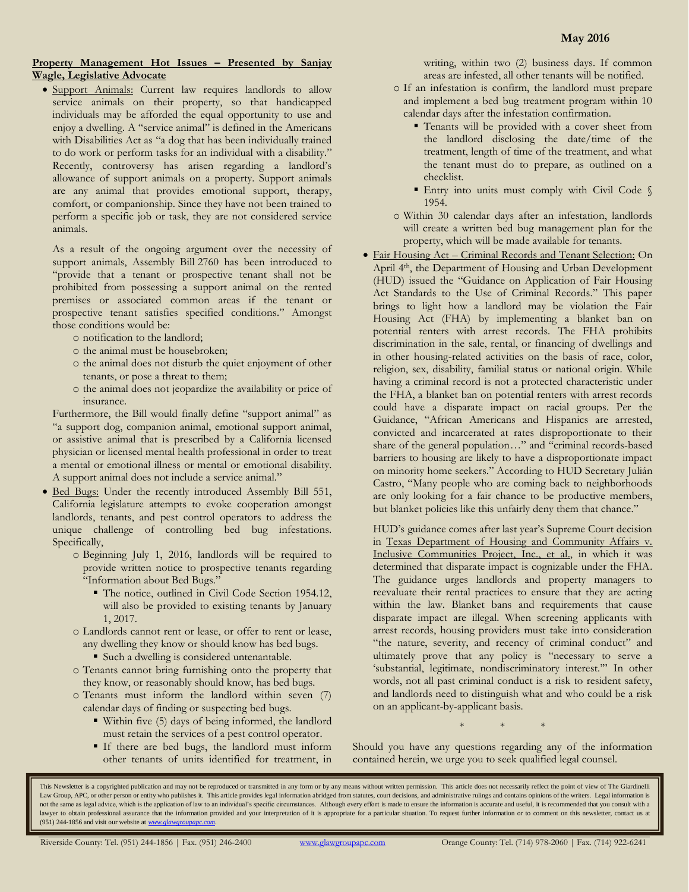**Property Management Hot Issues – Presented by Sanjay Wagle, Legislative Advocate**

- Support Animals: Current law requires landlords to allow service animals on their property, so that handicapped individuals may be afforded the equal opportunity to use and enjoy a dwelling. A "service animal" is defined in the Americans with Disabilities Act as "a dog that has been individually trained to do work or perform tasks for an individual with a disability." Recently, controversy has arisen regarding a landlord's allowance of support animals on a property. Support animals are any animal that provides emotional support, therapy, comfort, or companionship. Since they have not been trained to perform a specific job or task, they are not considered service animals.

  As a result of the ongoing argument over the necessity of support animals, Assembly Bill 2760 has been introduced to "provide that a tenant or prospective tenant shall not be prohibited from possessing a support animal on the rented premises or associated common areas if the tenant or prospective tenant satisfies specified conditions." Amongst those conditions would be:
    - notification to the landlord;
    - the animal must be housebroken;
    - the animal does not disturb the quiet enjoyment of other tenants, or pose a threat to them;
    - the animal does not jeopardize the availability or price of insurance.

  Furthermore, the Bill would finally define "support animal" as "a support dog, companion animal, emotional support animal, or assistive animal that is prescribed by a California licensed physician or licensed mental health professional in order to treat a mental or emotional illness or mental or emotional disability. A support animal does not include a service animal."

- Bed Bugs: Under the recently introduced Assembly Bill 551, California legislature attempts to evoke cooperation amongst landlords, tenants, and pest control operators to address the unique challenge of controlling bed bug infestations. Specifically,
    - Beginning July 1, 2016, landlords will be required to provide written notice to prospective tenants regarding "Information about Bed Bugs."
        - The notice, outlined in Civil Code Section 1954.12, will also be provided to existing tenants by January 1, 2017.
    - Landlords cannot rent or lease, or offer to rent or lease, any dwelling they know or should know has bed bugs.
        - Such a dwelling is considered untenantable.
    - Tenants cannot bring furnishing onto the property that they know, or reasonably should know, has bed bugs.
    - Tenants must inform the landlord within seven (7) calendar days of finding or suspecting bed bugs.
        - Within five (5) days of being informed, the landlord must retain the services of a pest control operator.
        - If there are bed bugs, the landlord must inform other tenants of units identified for treatment, in writing, within two (2) business days. If common areas are infested, all other tenants will be notified.
    - If an infestation is confirm, the landlord must prepare and implement a bed bug treatment program within 10 calendar days after the infestation confirmation.
        - Tenants will be provided with a cover sheet from the landlord disclosing the date/time of the treatment, length of time of the treatment, and what the tenant must do to prepare, as outlined on a checklist.
        - Entry into units must comply with Civil Code § 1954.
    - Within 30 calendar days after an infestation, landlords will create a written bed bug management plan for the property, which will be made available for tenants.

- Fair Housing Act – Criminal Records and Tenant Selection: On April 4th, the Department of Housing and Urban Development (HUD) issued the "Guidance on Application of Fair Housing Act Standards to the Use of Criminal Records." This paper brings to light how a landlord may be violation the Fair Housing Act (FHA) by implementing a blanket ban on potential renters with arrest records. The FHA prohibits discrimination in the sale, rental, or financing of dwellings and in other housing-related activities on the basis of race, color, religion, sex, disability, familial status or national origin. While having a criminal record is not a protected characteristic under the FHA, a blanket ban on potential renters with arrest records could have a disparate impact on racial groups. Per the Guidance, "African Americans and Hispanics are arrested, convicted and incarcerated at rates disproportionate to their share of the general population…" and "criminal records-based barriers to housing are likely to have a disproportionate impact on minority home seekers." According to HUD Secretary Julián Castro, "Many people who are coming back to neighborhoods are only looking for a fair chance to be productive members, but blanket policies like this unfairly deny them that chance."

  HUD's guidance comes after last year's Supreme Court decision in Texas Department of Housing and Community Affairs v. Inclusive Communities Project, Inc., et al., in which it was determined that disparate impact is cognizable under the FHA. The guidance urges landlords and property managers to reevaluate their rental practices to ensure that they are acting within the law. Blanket bans and requirements that cause disparate impact are illegal. When screening applicants with arrest records, housing providers must take into consideration "the nature, severity, and recency of criminal conduct" and ultimately prove that any policy is "necessary to serve a 'substantial, legitimate, nondiscriminatory interest.'" In other words, not all past criminal conduct is a risk to resident safety, and landlords need to distinguish what and who could be a risk on an applicant-by-applicant basis.

\* \* \*

Should you have any questions regarding any of the information contained herein, we urge you to seek qualified legal counsel.

This Newsletter is a copyrighted publication and may not be reproduced or transmitted in any form or by any means without written permission. This article does not necessarily reflect the point of view of The Giardinelli Law Group, APC, or other person or entity who publishes it. This article provides legal information abridged from statutes, court decisions, and administrative rulings and contains opinions of the writers. Legal information is not the same as legal advice, which is the application of law to an individual's specific circumstances. Although every effort is made to ensure the information is accurate and useful, it is recommended that you consult with a lawyer to obtain professional assurance that the information provided and your interpretation of it is appropriate for a particular situation. To request further information or to comment on this newsletter, contact us at (951) 244-1856 and visit our website at www.glawgroupapc.com.